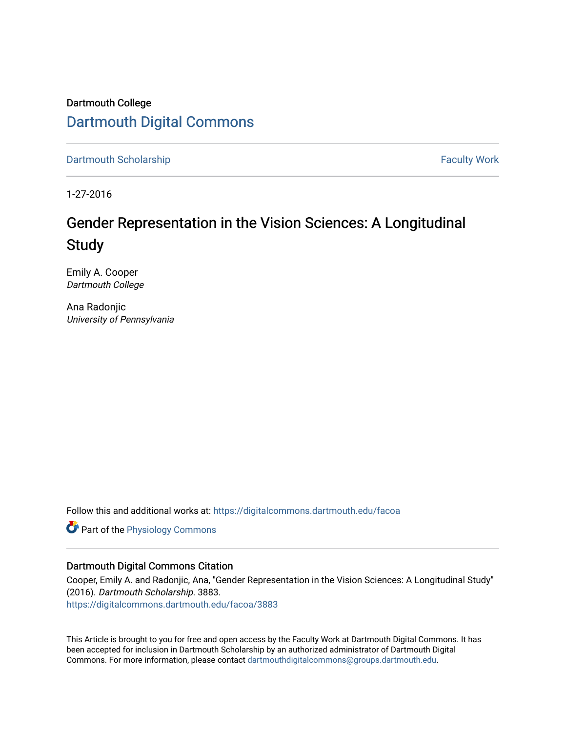Dartmouth College

# Dartmouth Digital Commons

Dartmouth Scholarship | Faculty Work

1-27-2016

## Gender Representation in the Vision Sciences: A Longitudinal Study

Emily A. Cooper
*Dartmouth College*

Ana Radonjic
*University of Pennsylvania*

Follow this and additional works at: https://digitalcommons.dartmouth.edu/facoa

Part of the Physiology Commons

### Dartmouth Digital Commons Citation

Cooper, Emily A. and Radonjic, Ana, "Gender Representation in the Vision Sciences: A Longitudinal Study" (2016). *Dartmouth Scholarship*. 3883.
https://digitalcommons.dartmouth.edu/facoa/3883

This Article is brought to you for free and open access by the Faculty Work at Dartmouth Digital Commons. It has been accepted for inclusion in Dartmouth Scholarship by an authorized administrator of Dartmouth Digital Commons. For more information, please contact dartmouthdigitalcommons@groups.dartmouth.edu.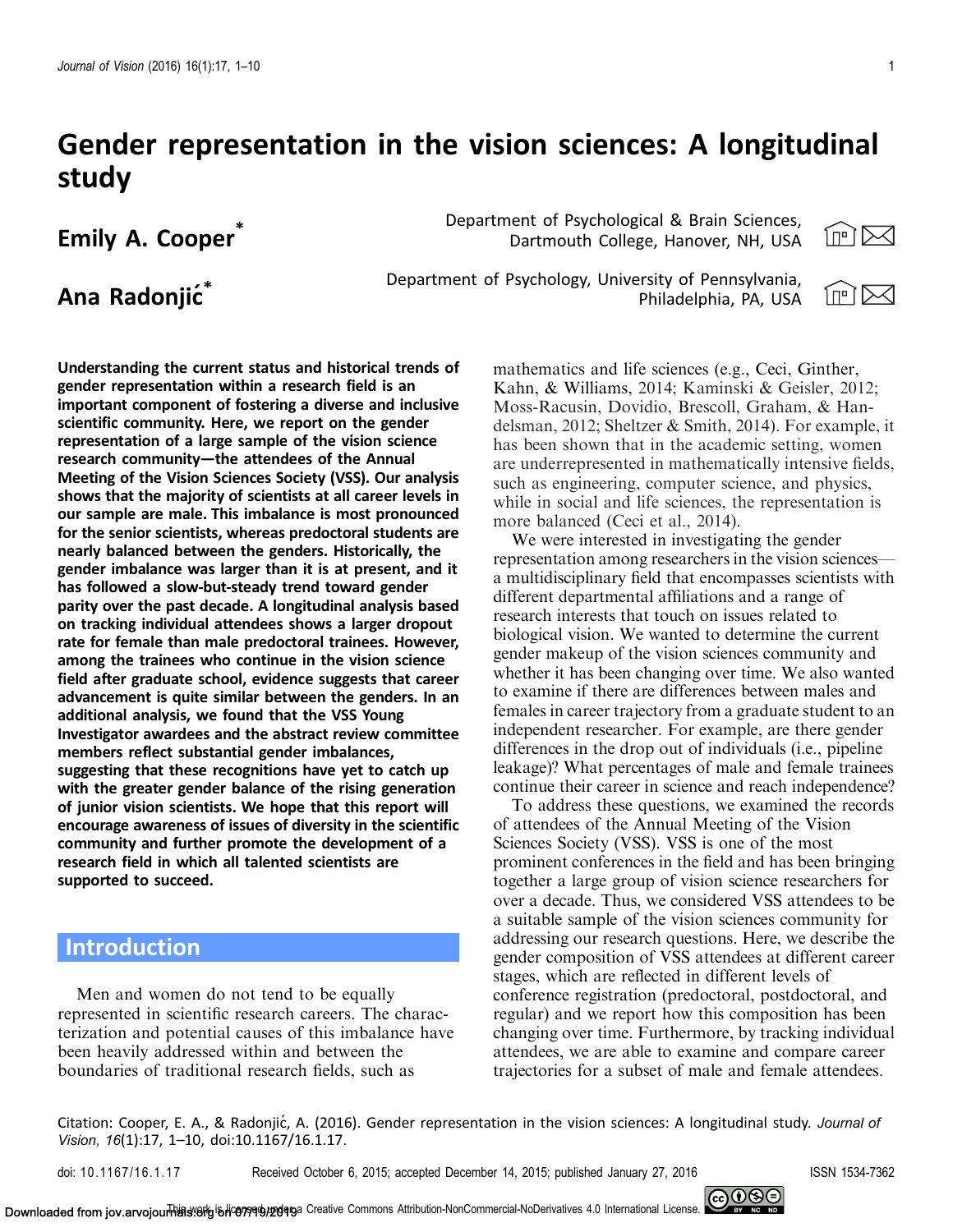# Gender representation in the vision sciences: A longitudinal study

**Emily A. Cooper***

Department of Psychological & Brain Sciences, Dartmouth College, Hanover, NH, USA

**Ana Radonjić***

Department of Psychology, University of Pennsylvania, Philadelphia, PA, USA

**Understanding the current status and historical trends of gender representation within a research field is an important component of fostering a diverse and inclusive scientific community. Here, we report on the gender representation of a large sample of the vision science research community—the attendees of the Annual Meeting of the Vision Sciences Society (VSS). Our analysis shows that the majority of scientists at all career levels in our sample are male. This imbalance is most pronounced for the senior scientists, whereas predoctoral students are nearly balanced between the genders. Historically, the gender imbalance was larger than it is at present, and it has followed a slow-but-steady trend toward gender parity over the past decade. A longitudinal analysis based on tracking individual attendees shows a larger dropout rate for female than male predoctoral trainees. However, among the trainees who continue in the vision science field after graduate school, evidence suggests that career advancement is quite similar between the genders. In an additional analysis, we found that the VSS Young Investigator awardees and the abstract review committee members reflect substantial gender imbalances, suggesting that these recognitions have yet to catch up with the greater gender balance of the rising generation of junior vision scientists. We hope that this report will encourage awareness of issues of diversity in the scientific community and further promote the development of a research field in which all talented scientists are supported to succeed.**

## Introduction

Men and women do not tend to be equally represented in scientific research careers. The characterization and potential causes of this imbalance have been heavily addressed within and between the boundaries of traditional research fields, such as mathematics and life sciences (e.g., Ceci, Ginther, Kahn, & Williams, 2014; Kaminski & Geisler, 2012; Moss-Racusin, Dovidio, Brescoll, Graham, & Handelsman, 2012; Sheltzer & Smith, 2014). For example, it has been shown that in the academic setting, women are underrepresented in mathematically intensive fields, such as engineering, computer science, and physics, while in social and life sciences, the representation is more balanced (Ceci et al., 2014).

We were interested in investigating the gender representation among researchers in the vision sciences—a multidisciplinary field that encompasses scientists with different departmental affiliations and a range of research interests that touch on issues related to biological vision. We wanted to determine the current gender makeup of the vision sciences community and whether it has been changing over time. We also wanted to examine if there are differences between males and females in career trajectory from a graduate student to an independent researcher. For example, are there gender differences in the drop out of individuals (i.e., pipeline leakage)? What percentages of male and female trainees continue their career in science and reach independence?

To address these questions, we examined the records of attendees of the Annual Meeting of the Vision Sciences Society (VSS). VSS is one of the most prominent conferences in the field and has been bringing together a large group of vision science researchers for over a decade. Thus, we considered VSS attendees to be a suitable sample of the vision sciences community for addressing our research questions. Here, we describe the gender composition of VSS attendees at different career stages, which are reflected in different levels of conference registration (predoctoral, postdoctoral, and regular) and we report how this composition has been changing over time. Furthermore, by tracking individual attendees, we are able to examine and compare career trajectories for a subset of male and female attendees.

Citation: Cooper, E. A., & Radonjić, A. (2016). Gender representation in the vision sciences: A longitudinal study. *Journal of Vision*, *16*(1):17, 1–10, doi:10.1167/16.1.17.

doi: 10.1167/16.1.17 Received October 6, 2015; accepted December 14, 2015; published January 27, 2016 ISSN 1534-7362

This work is licensed under a Creative Commons Attribution-NonCommercial-NoDerivatives 4.0 International License.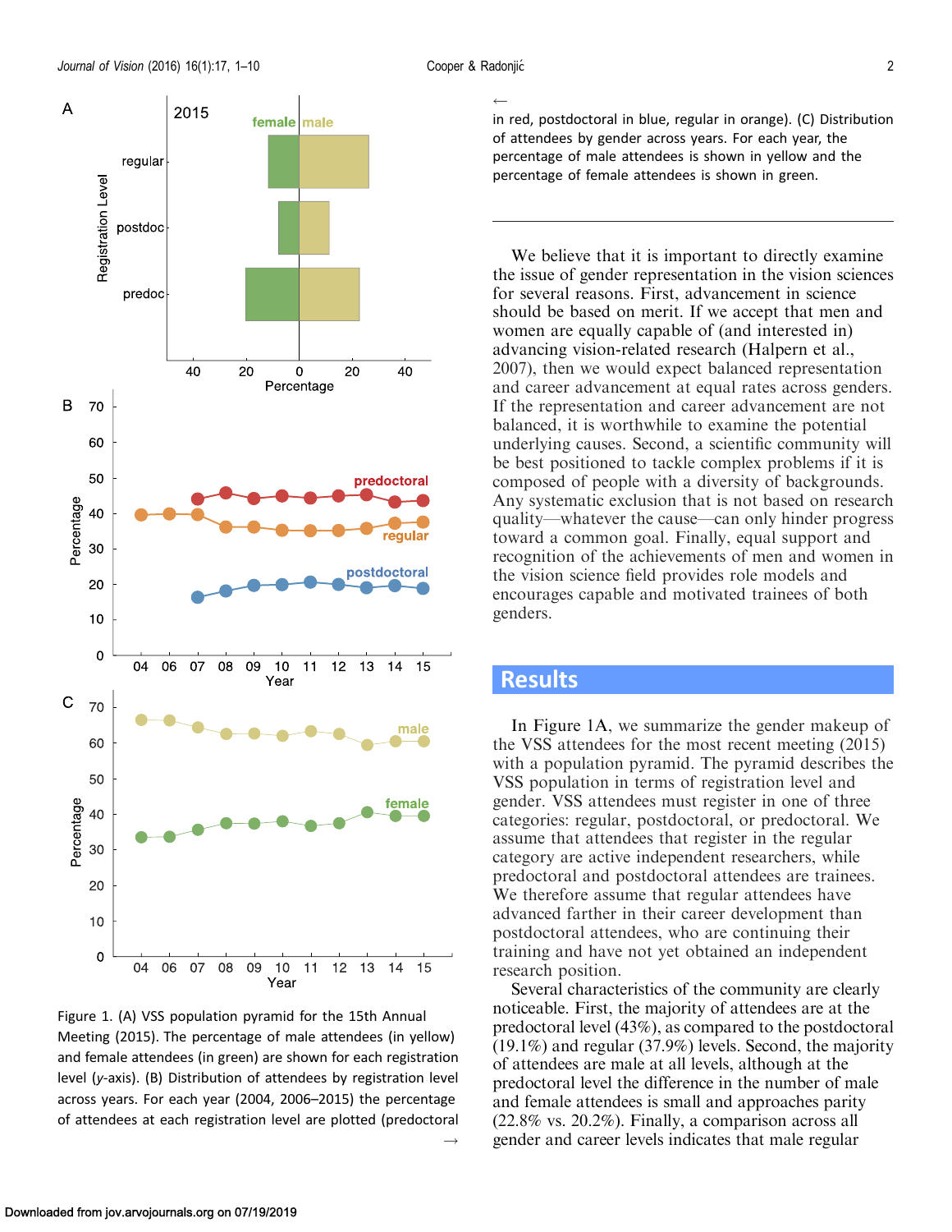Figure 1. (A) VSS population pyramid for the 15th Annual Meeting (2015). The percentage of male attendees (in yellow) and female attendees (in green) are shown for each registration level (y-axis). (B) Distribution of attendees by registration level across years. For each year (2004, 2006–2015) the percentage of attendees at each registration level are plotted (predoctoral in red, postdoctoral in blue, regular in orange). (C) Distribution of attendees by gender across years. For each year, the percentage of male attendees is shown in yellow and the percentage of female attendees is shown in green.

We believe that it is important to directly examine the issue of gender representation in the vision sciences for several reasons. First, advancement in science should be based on merit. If we accept that men and women are equally capable of (and interested in) advancing vision-related research (Halpern et al., 2007), then we would expect balanced representation and career advancement at equal rates across genders. If the representation and career advancement are not balanced, it is worthwhile to examine the potential underlying causes. Second, a scientific community will be best positioned to tackle complex problems if it is composed of people with a diversity of backgrounds. Any systematic exclusion that is not based on research quality—whatever the cause—can only hinder progress toward a common goal. Finally, equal support and recognition of the achievements of men and women in the vision science field provides role models and encourages capable and motivated trainees of both genders.

## Results

In Figure 1A, we summarize the gender makeup of the VSS attendees for the most recent meeting (2015) with a population pyramid. The pyramid describes the VSS population in terms of registration level and gender. VSS attendees must register in one of three categories: regular, postdoctoral, or predoctoral. We assume that attendees that register in the regular category are active independent researchers, while predoctoral and postdoctoral attendees are trainees. We therefore assume that regular attendees have advanced farther in their career development than postdoctoral attendees, who are continuing their training and have not yet obtained an independent research position.

Several characteristics of the community are clearly noticeable. First, the majority of attendees are at the predoctoral level (43%), as compared to the postdoctoral (19.1%) and regular (37.9%) levels. Second, the majority of attendees are male at all levels, although at the predoctoral level the difference in the number of male and female attendees is small and approaches parity (22.8% vs. 20.2%). Finally, a comparison across all gender and career levels indicates that male regular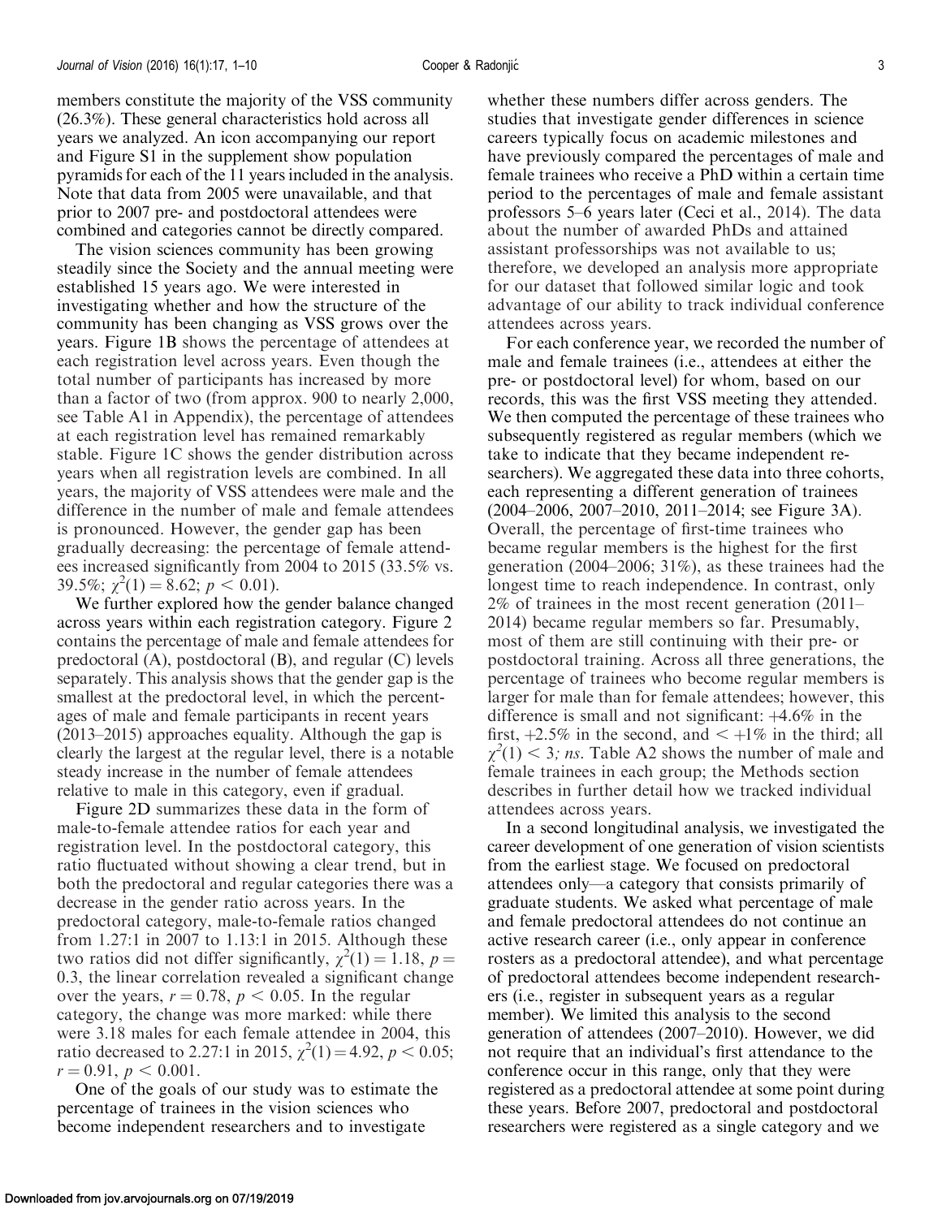members constitute the majority of the VSS community (26.3%). These general characteristics hold across all years we analyzed. An icon accompanying our report and Figure S1 in the supplement show population pyramids for each of the 11 years included in the analysis. Note that data from 2005 were unavailable, and that prior to 2007 pre- and postdoctoral attendees were combined and categories cannot be directly compared.

The vision sciences community has been growing steadily since the Society and the annual meeting were established 15 years ago. We were interested in investigating whether and how the structure of the community has been changing as VSS grows over the years. Figure 1B shows the percentage of attendees at each registration level across years. Even though the total number of participants has increased by more than a factor of two (from approx. 900 to nearly 2,000, see Table A1 in Appendix), the percentage of attendees at each registration level has remained remarkably stable. Figure 1C shows the gender distribution across years when all registration levels are combined. In all years, the majority of VSS attendees were male and the difference in the number of male and female attendees is pronounced. However, the gender gap has been gradually decreasing: the percentage of female attendees increased significantly from 2004 to 2015 (33.5% vs. 39.5%; $\chi^2(1) = 8.62$; $p < 0.01$).

We further explored how the gender balance changed across years within each registration category. Figure 2 contains the percentage of male and female attendees for predoctoral (A), postdoctoral (B), and regular (C) levels separately. This analysis shows that the gender gap is the smallest at the predoctoral level, in which the percentages of male and female participants in recent years (2013–2015) approaches equality. Although the gap is clearly the largest at the regular level, there is a notable steady increase in the number of female attendees relative to male in this category, even if gradual.

Figure 2D summarizes these data in the form of male-to-female attendee ratios for each year and registration level. In the postdoctoral category, this ratio fluctuated without showing a clear trend, but in both the predoctoral and regular categories there was a decrease in the gender ratio across years. In the predoctoral category, male-to-female ratios changed from 1.27:1 in 2007 to 1.13:1 in 2015. Although these two ratios did not differ significantly, $\chi^2(1) = 1.18$, $p = 0.3$, the linear correlation revealed a significant change over the years, $r = 0.78$, $p < 0.05$. In the regular category, the change was more marked: while there were 3.18 males for each female attendee in 2004, this ratio decreased to 2.27:1 in 2015, $\chi^2(1) = 4.92$, $p < 0.05$; $r = 0.91$, $p < 0.001$.

One of the goals of our study was to estimate the percentage of trainees in the vision sciences who become independent researchers and to investigate whether these numbers differ across genders. The studies that investigate gender differences in science careers typically focus on academic milestones and have previously compared the percentages of male and female trainees who receive a PhD within a certain time period to the percentages of male and female assistant professors 5–6 years later (Ceci et al., 2014). The data about the number of awarded PhDs and attained assistant professorships was not available to us; therefore, we developed an analysis more appropriate for our dataset that followed similar logic and took advantage of our ability to track individual conference attendees across years.

For each conference year, we recorded the number of male and female trainees (i.e., attendees at either the pre- or postdoctoral level) for whom, based on our records, this was the first VSS meeting they attended. We then computed the percentage of these trainees who subsequently registered as regular members (which we take to indicate that they became independent researchers). We aggregated these data into three cohorts, each representing a different generation of trainees (2004–2006, 2007–2010, 2011–2014; see Figure 3A). Overall, the percentage of first-time trainees who became regular members is the highest for the first generation (2004–2006; 31%), as these trainees had the longest time to reach independence. In contrast, only 2% of trainees in the most recent generation (2011–2014) became regular members so far. Presumably, most of them are still continuing with their pre- or postdoctoral training. Across all three generations, the percentage of trainees who become regular members is larger for male than for female attendees; however, this difference is small and not significant: +4.6% in the first, +2.5% in the second, and < +1% in the third; all $\chi^2(1) < 3$; *ns*. Table A2 shows the number of male and female trainees in each group; the Methods section describes in further detail how we tracked individual attendees across years.

In a second longitudinal analysis, we investigated the career development of one generation of vision scientists from the earliest stage. We focused on predoctoral attendees only—a category that consists primarily of graduate students. We asked what percentage of male and female predoctoral attendees do not continue an active research career (i.e., only appear in conference rosters as a predoctoral attendee), and what percentage of predoctoral attendees become independent researchers (i.e., register in subsequent years as a regular member). We limited this analysis to the second generation of attendees (2007–2010). However, we did not require that an individual's first attendance to the conference occur in this range, only that they were registered as a predoctoral attendee at some point during these years. Before 2007, predoctoral and postdoctoral researchers were registered as a single category and we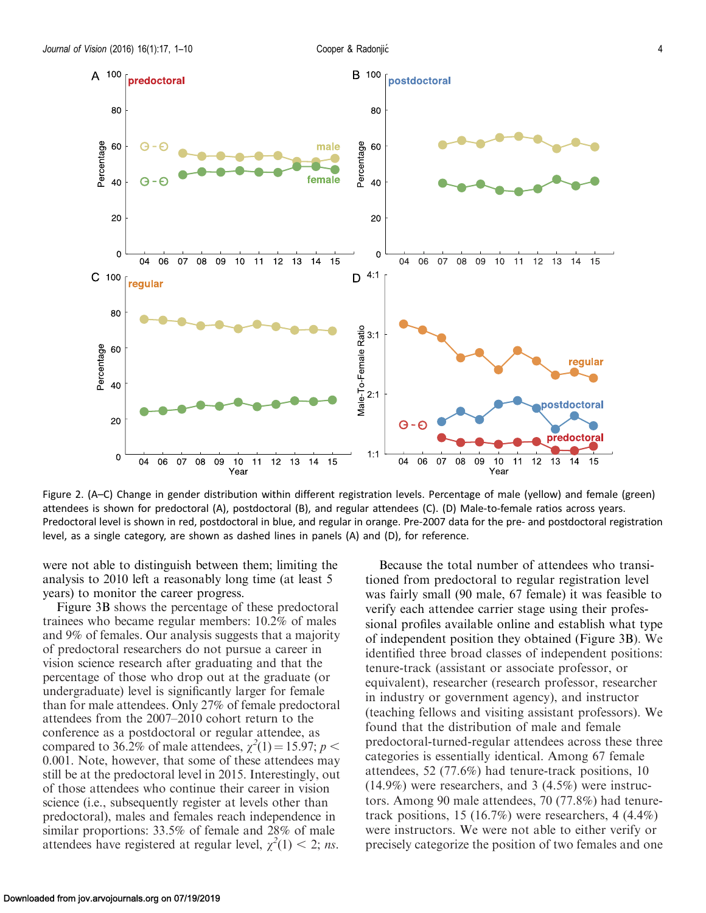Figure 2. (A–C) Change in gender distribution within different registration levels. Percentage of male (yellow) and female (green) attendees is shown for predoctoral (A), postdoctoral (B), and regular attendees (C). (D) Male-to-female ratios across years. Predoctoral level is shown in red, postdoctoral in blue, and regular in orange. Pre-2007 data for the pre- and postdoctoral registration level, as a single category, are shown as dashed lines in panels (A) and (D), for reference.

were not able to distinguish between them; limiting the analysis to 2010 left a reasonably long time (at least 5 years) to monitor the career progress.

Figure 3B shows the percentage of these predoctoral trainees who became regular members: 10.2% of males and 9% of females. Our analysis suggests that a majority of predoctoral researchers do not pursue a career in vision science research after graduating and that the percentage of those who drop out at the graduate (or undergraduate) level is significantly larger for female than for male attendees. Only 27% of female predoctoral attendees from the 2007–2010 cohort return to the conference as a postdoctoral or regular attendee, as compared to 36.2% of male attendees, $\chi^2(1) = 15.97$; $p < 0.001$. Note, however, that some of these attendees may still be at the predoctoral level in 2015. Interestingly, out of those attendees who continue their career in vision science (i.e., subsequently register at levels other than predoctoral), males and females reach independence in similar proportions: 33.5% of female and 28% of male attendees have registered at regular level, $\chi^2(1) < 2$; *ns*.

Because the total number of attendees who transitioned from predoctoral to regular registration level was fairly small (90 male, 67 female) it was feasible to verify each attendee carrier stage using their professional profiles available online and establish what type of independent position they obtained (Figure 3B). We identified three broad classes of independent positions: tenure-track (assistant or associate professor, or equivalent), researcher (research professor, researcher in industry or government agency), and instructor (teaching fellows and visiting assistant professors). We found that the distribution of male and female predoctoral-turned-regular attendees across these three categories is essentially identical. Among 67 female attendees, 52 (77.6%) had tenure-track positions, 10 (14.9%) were researchers, and 3 (4.5%) were instructors. Among 90 male attendees, 70 (77.8%) had tenure-track positions, 15 (16.7%) were researchers, 4 (4.4%) were instructors. We were not able to either verify or precisely categorize the position of two females and one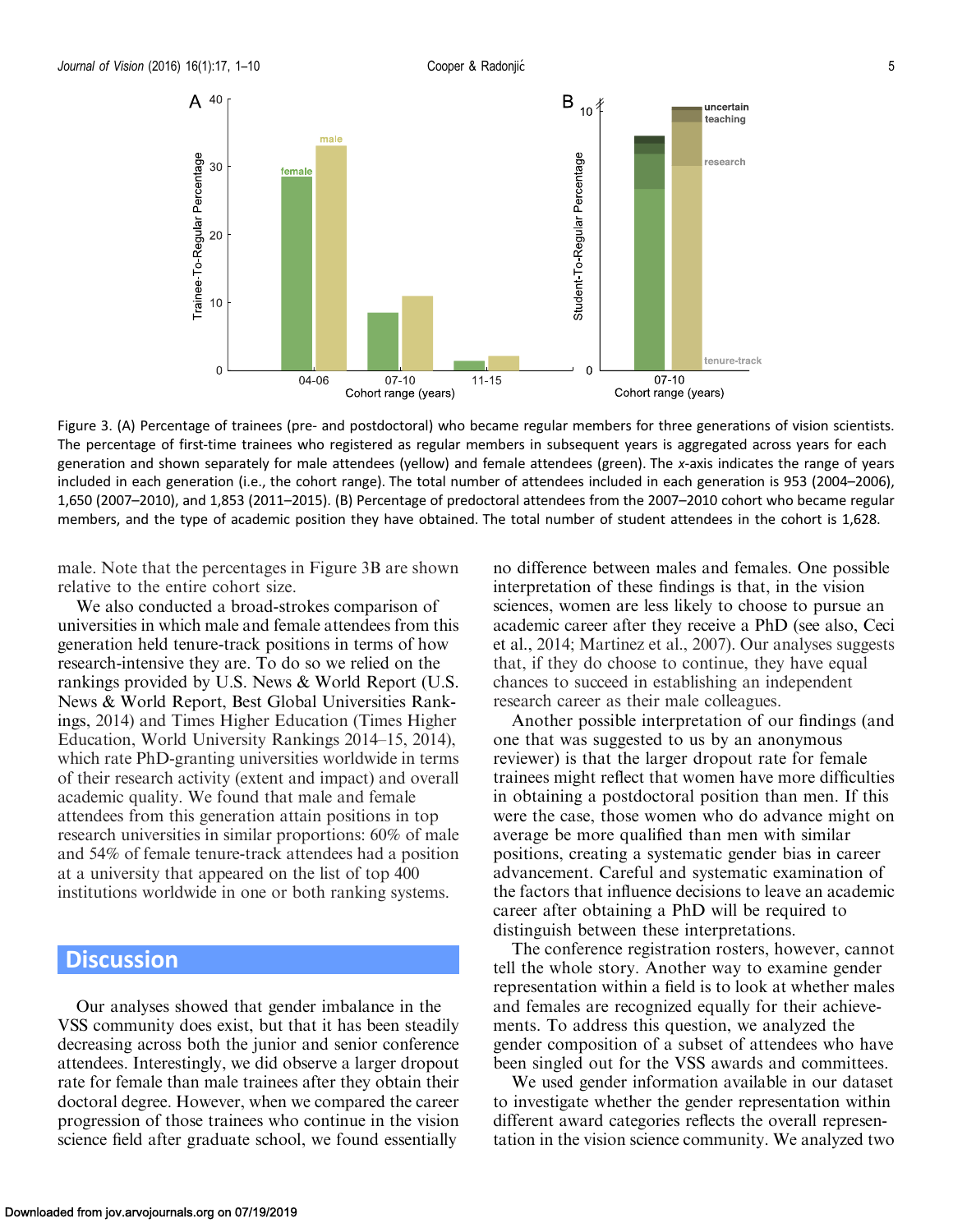Figure 3. (A) Percentage of trainees (pre- and postdoctoral) who became regular members for three generations of vision scientists. The percentage of first-time trainees who registered as regular members in subsequent years is aggregated across years for each generation and shown separately for male attendees (yellow) and female attendees (green). The *x*-axis indicates the range of years included in each generation (i.e., the cohort range). The total number of attendees included in each generation is 953 (2004–2006), 1,650 (2007–2010), and 1,853 (2011–2015). (B) Percentage of predoctoral attendees from the 2007–2010 cohort who became regular members, and the type of academic position they have obtained. The total number of student attendees in the cohort is 1,628.

male. Note that the percentages in Figure 3B are shown relative to the entire cohort size.

We also conducted a broad-strokes comparison of universities in which male and female attendees from this generation held tenure-track positions in terms of how research-intensive they are. To do so we relied on the rankings provided by U.S. News & World Report (U.S. News & World Report, Best Global Universities Rankings, 2014) and Times Higher Education (Times Higher Education, World University Rankings 2014–15, 2014), which rate PhD-granting universities worldwide in terms of their research activity (extent and impact) and overall academic quality. We found that male and female attendees from this generation attain positions in top research universities in similar proportions: 60% of male and 54% of female tenure-track attendees had a position at a university that appeared on the list of top 400 institutions worldwide in one or both ranking systems.

## Discussion

Our analyses showed that gender imbalance in the VSS community does exist, but that it has been steadily decreasing across both the junior and senior conference attendees. Interestingly, we did observe a larger dropout rate for female than male trainees after they obtain their doctoral degree. However, when we compared the career progression of those trainees who continue in the vision science field after graduate school, we found essentially no difference between males and females. One possible interpretation of these findings is that, in the vision sciences, women are less likely to choose to pursue an academic career after they receive a PhD (see also, Ceci et al., 2014; Martinez et al., 2007). Our analyses suggests that, if they do choose to continue, they have equal chances to succeed in establishing an independent research career as their male colleagues.

Another possible interpretation of our findings (and one that was suggested to us by an anonymous reviewer) is that the larger dropout rate for female trainees might reflect that women have more difficulties in obtaining a postdoctoral position than men. If this were the case, those women who do advance might on average be more qualified than men with similar positions, creating a systematic gender bias in career advancement. Careful and systematic examination of the factors that influence decisions to leave an academic career after obtaining a PhD will be required to distinguish between these interpretations.

The conference registration rosters, however, cannot tell the whole story. Another way to examine gender representation within a field is to look at whether males and females are recognized equally for their achievements. To address this question, we analyzed the gender composition of a subset of attendees who have been singled out for the VSS awards and committees.

We used gender information available in our dataset to investigate whether the gender representation within different award categories reflects the overall representation in the vision science community. We analyzed two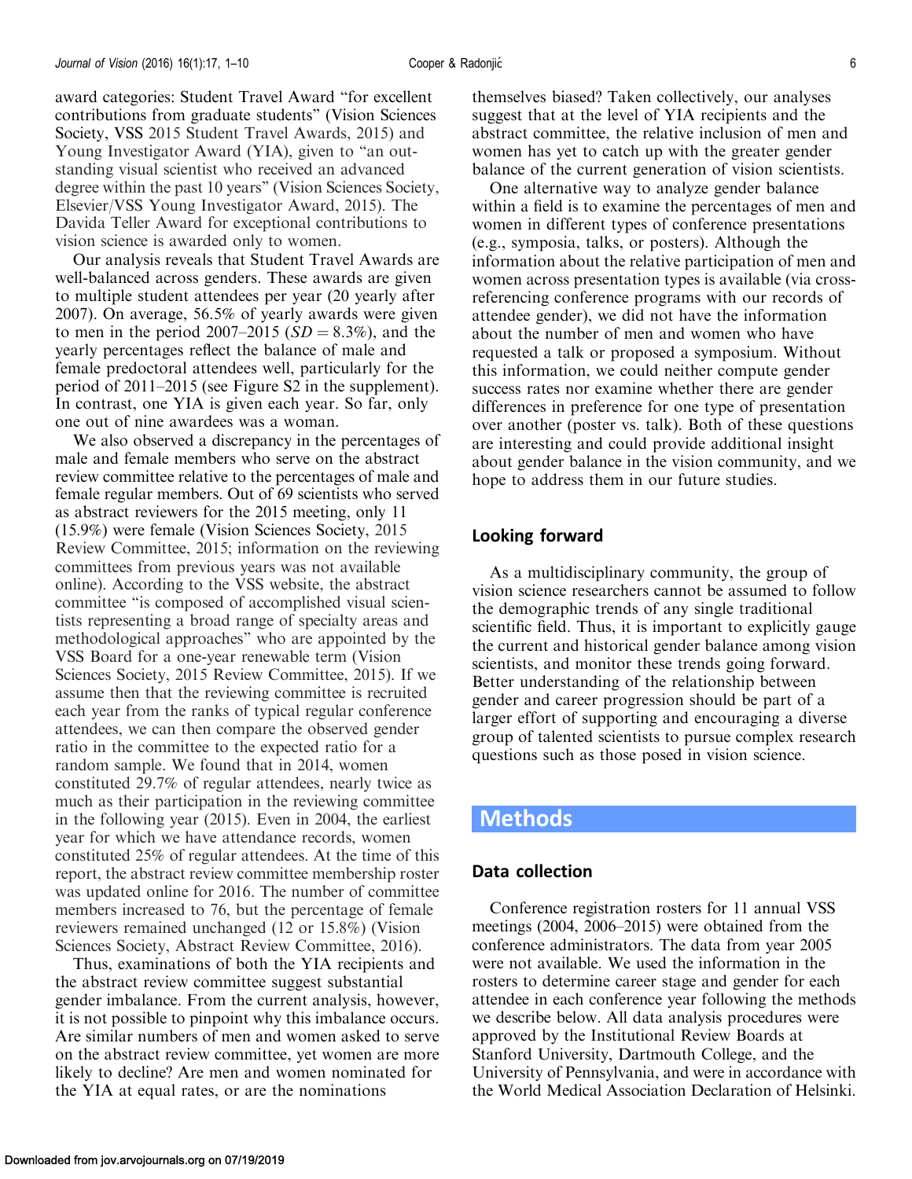award categories: Student Travel Award "for excellent contributions from graduate students" (Vision Sciences Society, VSS 2015 Student Travel Awards, 2015) and Young Investigator Award (YIA), given to "an outstanding visual scientist who received an advanced degree within the past 10 years" (Vision Sciences Society, Elsevier/VSS Young Investigator Award, 2015). The Davida Teller Award for exceptional contributions to vision science is awarded only to women.

Our analysis reveals that Student Travel Awards are well-balanced across genders. These awards are given to multiple student attendees per year (20 yearly after 2007). On average, 56.5% of yearly awards were given to men in the period 2007–2015 ($SD = 8.3\%$), and the yearly percentages reflect the balance of male and female predoctoral attendees well, particularly for the period of 2011–2015 (see Figure S2 in the supplement). In contrast, one YIA is given each year. So far, only one out of nine awardees was a woman.

We also observed a discrepancy in the percentages of male and female members who serve on the abstract review committee relative to the percentages of male and female regular members. Out of 69 scientists who served as abstract reviewers for the 2015 meeting, only 11 (15.9%) were female (Vision Sciences Society, 2015 Review Committee, 2015; information on the reviewing committees from previous years was not available online). According to the VSS website, the abstract committee "is composed of accomplished visual scientists representing a broad range of specialty areas and methodological approaches" who are appointed by the VSS Board for a one-year renewable term (Vision Sciences Society, 2015 Review Committee, 2015). If we assume then that the reviewing committee is recruited each year from the ranks of typical regular conference attendees, we can then compare the observed gender ratio in the committee to the expected ratio for a random sample. We found that in 2014, women constituted 29.7% of regular attendees, nearly twice as much as their participation in the reviewing committee in the following year (2015). Even in 2004, the earliest year for which we have attendance records, women constituted 25% of regular attendees. At the time of this report, the abstract review committee membership roster was updated online for 2016. The number of committee members increased to 76, but the percentage of female reviewers remained unchanged (12 or 15.8%) (Vision Sciences Society, Abstract Review Committee, 2016).

Thus, examinations of both the YIA recipients and the abstract review committee suggest substantial gender imbalance. From the current analysis, however, it is not possible to pinpoint why this imbalance occurs. Are similar numbers of men and women asked to serve on the abstract review committee, yet women are more likely to decline? Are men and women nominated for the YIA at equal rates, or are the nominations themselves biased? Taken collectively, our analyses suggest that at the level of YIA recipients and the abstract committee, the relative inclusion of men and women has yet to catch up with the greater gender balance of the current generation of vision scientists.

One alternative way to analyze gender balance within a field is to examine the percentages of men and women in different types of conference presentations (e.g., symposia, talks, or posters). Although the information about the relative participation of men and women across presentation types is available (via cross-referencing conference programs with our records of attendee gender), we did not have the information about the number of men and women who have requested a talk or proposed a symposium. Without this information, we could neither compute gender success rates nor examine whether there are gender differences in preference for one type of presentation over another (poster vs. talk). Both of these questions are interesting and could provide additional insight about gender balance in the vision community, and we hope to address them in our future studies.

### Looking forward

As a multidisciplinary community, the group of vision science researchers cannot be assumed to follow the demographic trends of any single traditional scientific field. Thus, it is important to explicitly gauge the current and historical gender balance among vision scientists, and monitor these trends going forward. Better understanding of the relationship between gender and career progression should be part of a larger effort of supporting and encouraging a diverse group of talented scientists to pursue complex research questions such as those posed in vision science.

## Methods

### Data collection

Conference registration rosters for 11 annual VSS meetings (2004, 2006–2015) were obtained from the conference administrators. The data from year 2005 were not available. We used the information in the rosters to determine career stage and gender for each attendee in each conference year following the methods we describe below. All data analysis procedures were approved by the Institutional Review Boards at Stanford University, Dartmouth College, and the University of Pennsylvania, and were in accordance with the World Medical Association Declaration of Helsinki.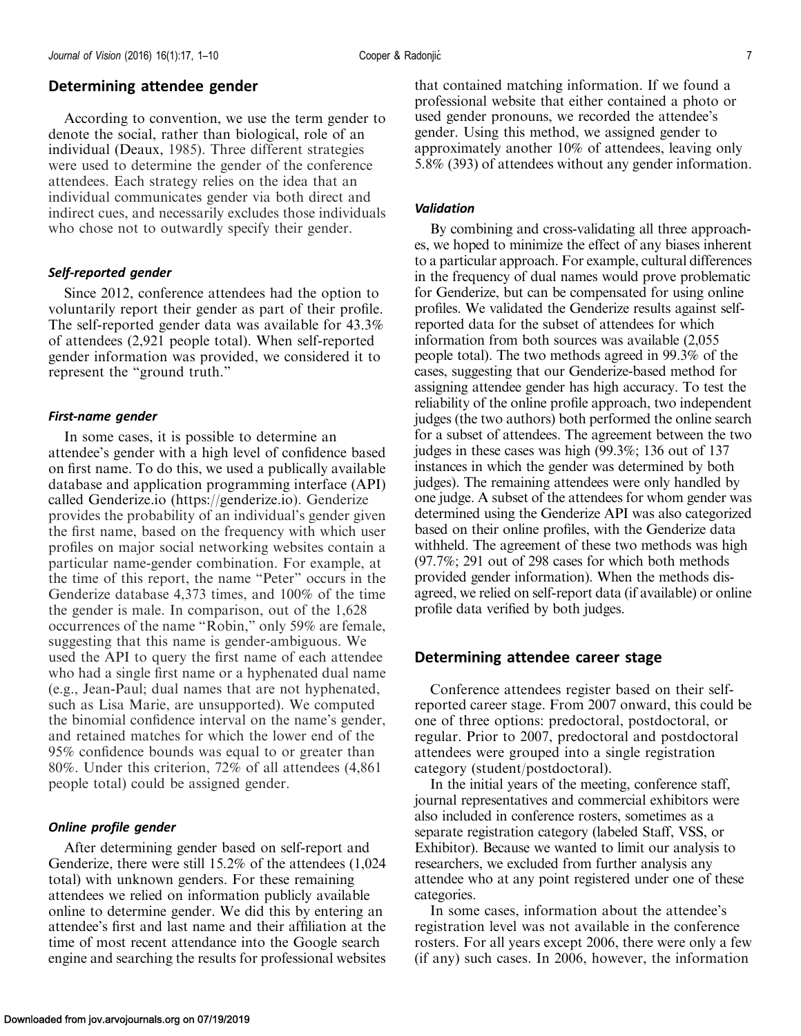## Determining attendee gender

According to convention, we use the term gender to denote the social, rather than biological, role of an individual (Deaux, 1985). Three different strategies were used to determine the gender of the conference attendees. Each strategy relies on the idea that an individual communicates gender via both direct and indirect cues, and necessarily excludes those individuals who chose not to outwardly specify their gender.

### *Self-reported gender*

Since 2012, conference attendees had the option to voluntarily report their gender as part of their profile. The self-reported gender data was available for 43.3% of attendees (2,921 people total). When self-reported gender information was provided, we considered it to represent the "ground truth."

### *First-name gender*

In some cases, it is possible to determine an attendee's gender with a high level of confidence based on first name. To do this, we used a publically available database and application programming interface (API) called Genderize.io (https://genderize.io). Genderize provides the probability of an individual's gender given the first name, based on the frequency with which user profiles on major social networking websites contain a particular name-gender combination. For example, at the time of this report, the name "Peter" occurs in the Genderize database 4,373 times, and 100% of the time the gender is male. In comparison, out of the 1,628 occurrences of the name "Robin," only 59% are female, suggesting that this name is gender-ambiguous. We used the API to query the first name of each attendee who had a single first name or a hyphenated dual name (e.g., Jean-Paul; dual names that are not hyphenated, such as Lisa Marie, are unsupported). We computed the binomial confidence interval on the name's gender, and retained matches for which the lower end of the 95% confidence bounds was equal to or greater than 80%. Under this criterion, 72% of all attendees (4,861 people total) could be assigned gender.

### *Online profile gender*

After determining gender based on self-report and Genderize, there were still 15.2% of the attendees (1,024 total) with unknown genders. For these remaining attendees we relied on information publicly available online to determine gender. We did this by entering an attendee's first and last name and their affiliation at the time of most recent attendance into the Google search engine and searching the results for professional websites that contained matching information. If we found a professional website that either contained a photo or used gender pronouns, we recorded the attendee's gender. Using this method, we assigned gender to approximately another 10% of attendees, leaving only 5.8% (393) of attendees without any gender information.

### *Validation*

By combining and cross-validating all three approaches, we hoped to minimize the effect of any biases inherent to a particular approach. For example, cultural differences in the frequency of dual names would prove problematic for Genderize, but can be compensated for using online profiles. We validated the Genderize results against self-reported data for the subset of attendees for which information from both sources was available (2,055 people total). The two methods agreed in 99.3% of the cases, suggesting that our Genderize-based method for assigning attendee gender has high accuracy. To test the reliability of the online profile approach, two independent judges (the two authors) both performed the online search for a subset of attendees. The agreement between the two judges in these cases was high (99.3%; 136 out of 137 instances in which the gender was determined by both judges). The remaining attendees were only handled by one judge. A subset of the attendees for whom gender was determined using the Genderize API was also categorized based on their online profiles, with the Genderize data withheld. The agreement of these two methods was high (97.7%; 291 out of 298 cases for which both methods provided gender information). When the methods disagreed, we relied on self-report data (if available) or online profile data verified by both judges.

## Determining attendee career stage

Conference attendees register based on their self-reported career stage. From 2007 onward, this could be one of three options: predoctoral, postdoctoral, or regular. Prior to 2007, predoctoral and postdoctoral attendees were grouped into a single registration category (student/postdoctoral).

In the initial years of the meeting, conference staff, journal representatives and commercial exhibitors were also included in conference rosters, sometimes as a separate registration category (labeled Staff, VSS, or Exhibitor). Because we wanted to limit our analysis to researchers, we excluded from further analysis any attendee who at any point registered under one of these categories.

In some cases, information about the attendee's registration level was not available in the conference rosters. For all years except 2006, there were only a few (if any) such cases. In 2006, however, the information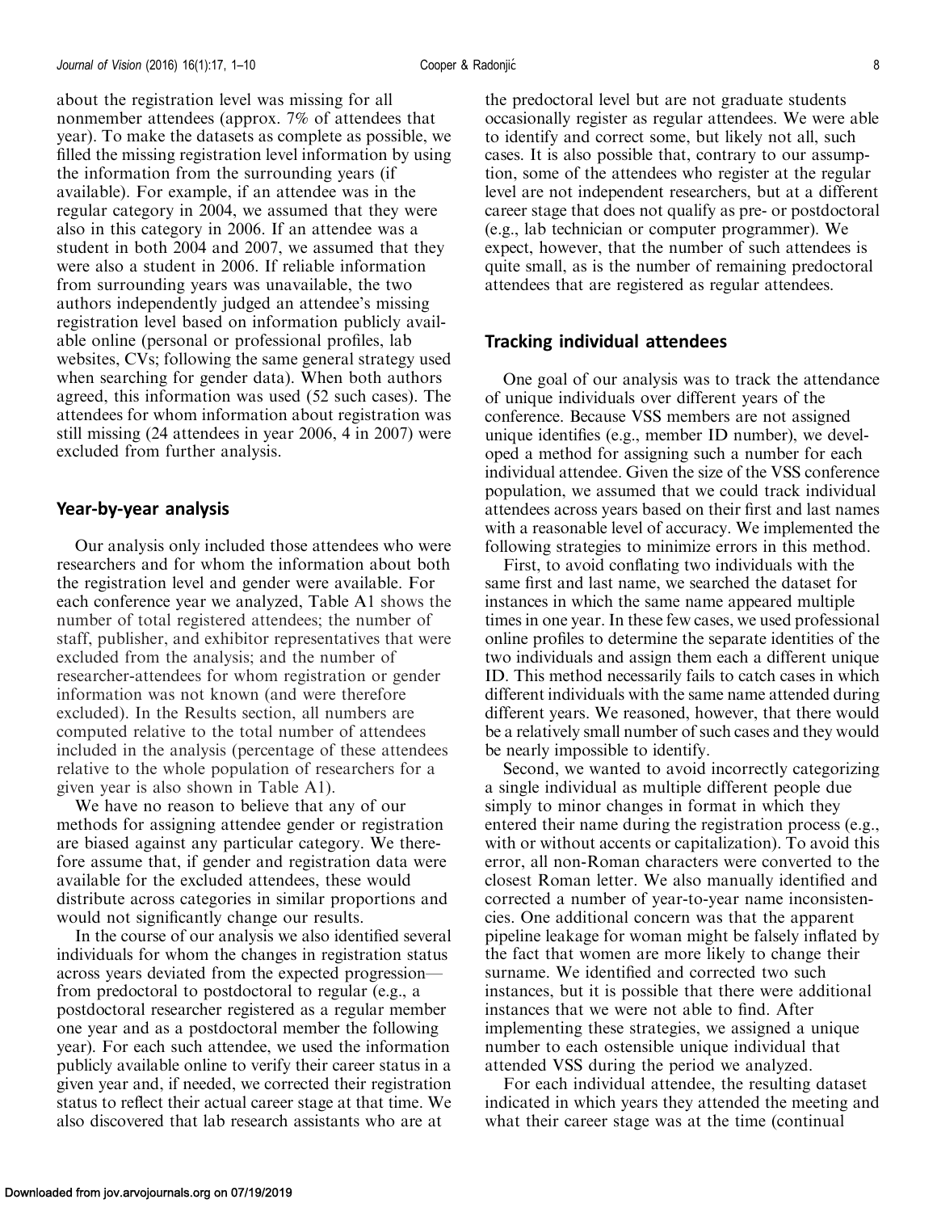about the registration level was missing for all nonmember attendees (approx. 7% of attendees that year). To make the datasets as complete as possible, we filled the missing registration level information by using the information from the surrounding years (if available). For example, if an attendee was in the regular category in 2004, we assumed that they were also in this category in 2006. If an attendee was a student in both 2004 and 2007, we assumed that they were also a student in 2006. If reliable information from surrounding years was unavailable, the two authors independently judged an attendee's missing registration level based on information publicly available online (personal or professional profiles, lab websites, CVs; following the same general strategy used when searching for gender data). When both authors agreed, this information was used (52 such cases). The attendees for whom information about registration was still missing (24 attendees in year 2006, 4 in 2007) were excluded from further analysis.

## Year-by-year analysis

Our analysis only included those attendees who were researchers and for whom the information about both the registration level and gender were available. For each conference year we analyzed, Table A1 shows the number of total registered attendees; the number of staff, publisher, and exhibitor representatives that were excluded from the analysis; and the number of researcher-attendees for whom registration or gender information was not known (and were therefore excluded). In the Results section, all numbers are computed relative to the total number of attendees included in the analysis (percentage of these attendees relative to the whole population of researchers for a given year is also shown in Table A1).

We have no reason to believe that any of our methods for assigning attendee gender or registration are biased against any particular category. We therefore assume that, if gender and registration data were available for the excluded attendees, these would distribute across categories in similar proportions and would not significantly change our results.

In the course of our analysis we also identified several individuals for whom the changes in registration status across years deviated from the expected progression—from predoctoral to postdoctoral to regular (e.g., a postdoctoral researcher registered as a regular member one year and as a postdoctoral member the following year). For each such attendee, we used the information publicly available online to verify their career status in a given year and, if needed, we corrected their registration status to reflect their actual career stage at that time. We also discovered that lab research assistants who are at the predoctoral level but are not graduate students occasionally register as regular attendees. We were able to identify and correct some, but likely not all, such cases. It is also possible that, contrary to our assumption, some of the attendees who register at the regular level are not independent researchers, but at a different career stage that does not qualify as pre- or postdoctoral (e.g., lab technician or computer programmer). We expect, however, that the number of such attendees is quite small, as is the number of remaining predoctoral attendees that are registered as regular attendees.

## Tracking individual attendees

One goal of our analysis was to track the attendance of unique individuals over different years of the conference. Because VSS members are not assigned unique identifies (e.g., member ID number), we developed a method for assigning such a number for each individual attendee. Given the size of the VSS conference population, we assumed that we could track individual attendees across years based on their first and last names with a reasonable level of accuracy. We implemented the following strategies to minimize errors in this method.

First, to avoid conflating two individuals with the same first and last name, we searched the dataset for instances in which the same name appeared multiple times in one year. In these few cases, we used professional online profiles to determine the separate identities of the two individuals and assign them each a different unique ID. This method necessarily fails to catch cases in which different individuals with the same name attended during different years. We reasoned, however, that there would be a relatively small number of such cases and they would be nearly impossible to identify.

Second, we wanted to avoid incorrectly categorizing a single individual as multiple different people due simply to minor changes in format in which they entered their name during the registration process (e.g., with or without accents or capitalization). To avoid this error, all non-Roman characters were converted to the closest Roman letter. We also manually identified and corrected a number of year-to-year name inconsistencies. One additional concern was that the apparent pipeline leakage for woman might be falsely inflated by the fact that women are more likely to change their surname. We identified and corrected two such instances, but it is possible that there were additional instances that we were not able to find. After implementing these strategies, we assigned a unique number to each ostensible unique individual that attended VSS during the period we analyzed.

For each individual attendee, the resulting dataset indicated in which years they attended the meeting and what their career stage was at the time (continual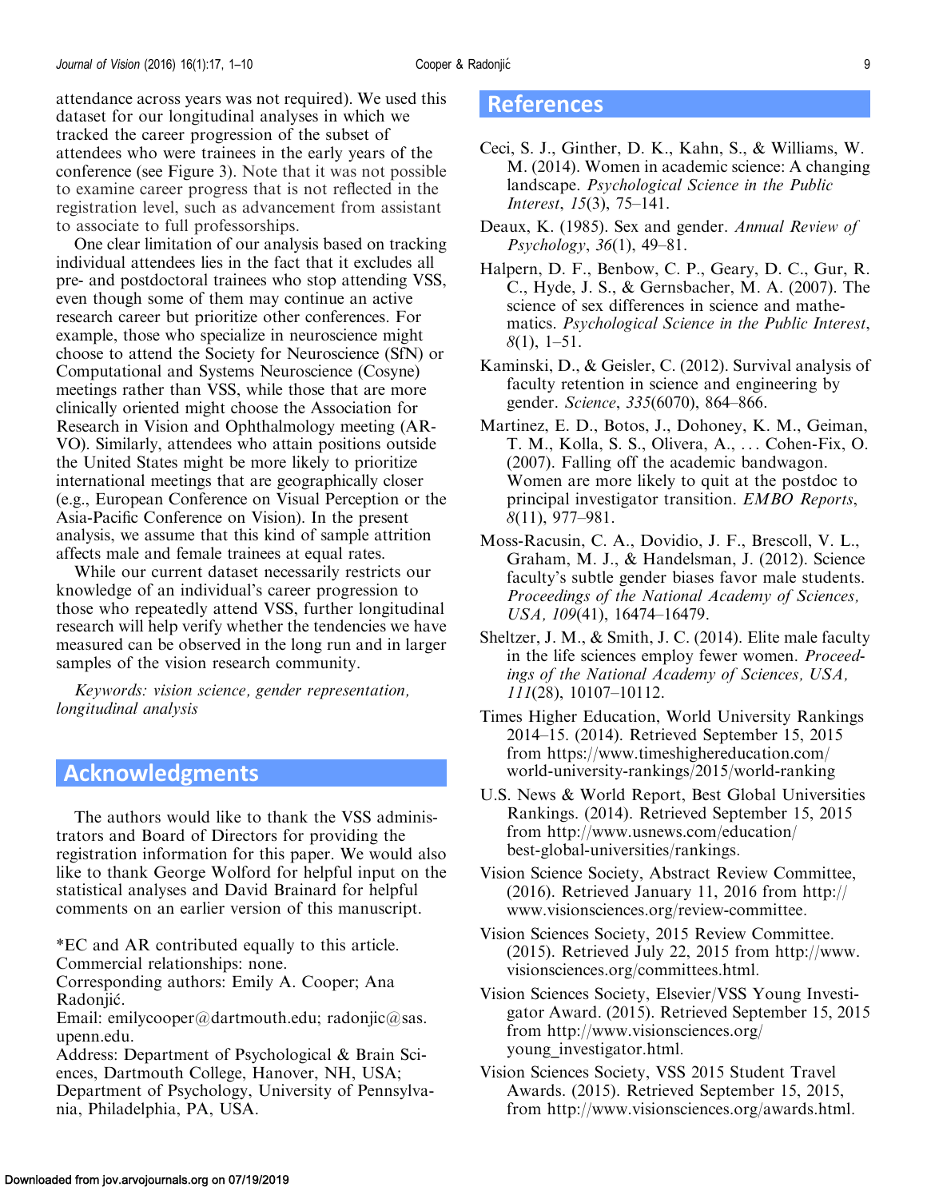attendance across years was not required). We used this dataset for our longitudinal analyses in which we tracked the career progression of the subset of attendees who were trainees in the early years of the conference (see Figure 3). Note that it was not possible to examine career progress that is not reflected in the registration level, such as advancement from assistant to associate to full professorships.

One clear limitation of our analysis based on tracking individual attendees lies in the fact that it excludes all pre- and postdoctoral trainees who stop attending VSS, even though some of them may continue an active research career but prioritize other conferences. For example, those who specialize in neuroscience might choose to attend the Society for Neuroscience (SfN) or Computational and Systems Neuroscience (Cosyne) meetings rather than VSS, while those that are more clinically oriented might choose the Association for Research in Vision and Ophthalmology meeting (ARVO). Similarly, attendees who attain positions outside the United States might be more likely to prioritize international meetings that are geographically closer (e.g., European Conference on Visual Perception or the Asia-Pacific Conference on Vision). In the present analysis, we assume that this kind of sample attrition affects male and female trainees at equal rates.

While our current dataset necessarily restricts our knowledge of an individual's career progression to those who repeatedly attend VSS, further longitudinal research will help verify whether the tendencies we have measured can be observed in the long run and in larger samples of the vision research community.

*Keywords: vision science, gender representation, longitudinal analysis*

## Acknowledgments

The authors would like to thank the VSS administrators and Board of Directors for providing the registration information for this paper. We would also like to thank George Wolford for helpful input on the statistical analyses and David Brainard for helpful comments on an earlier version of this manuscript.

*EC and AR contributed equally to this article.
Commercial relationships: none.
Corresponding authors: Emily A. Cooper; Ana Radonjić.
Email: emilycooper@dartmouth.edu; radonjic@sas.upenn.edu.
Address: Department of Psychological & Brain Sciences, Dartmouth College, Hanover, NH, USA; Department of Psychology, University of Pennsylvania, Philadelphia, PA, USA.

## References

Ceci, S. J., Ginther, D. K., Kahn, S., & Williams, W. M. (2014). Women in academic science: A changing landscape. *Psychological Science in the Public Interest*, *15*(3), 75–141.

Deaux, K. (1985). Sex and gender. *Annual Review of Psychology*, *36*(1), 49–81.

Halpern, D. F., Benbow, C. P., Geary, D. C., Gur, R. C., Hyde, J. S., & Gernsbacher, M. A. (2007). The science of sex differences in science and mathematics. *Psychological Science in the Public Interest*, *8*(1), 1–51.

Kaminski, D., & Geisler, C. (2012). Survival analysis of faculty retention in science and engineering by gender. *Science*, *335*(6070), 864–866.

Martinez, E. D., Botos, J., Dohoney, K. M., Geiman, T. M., Kolla, S. S., Olivera, A., … Cohen-Fix, O. (2007). Falling off the academic bandwagon. Women are more likely to quit at the postdoc to principal investigator transition. *EMBO Reports*, *8*(11), 977–981.

Moss-Racusin, C. A., Dovidio, J. F., Brescoll, V. L., Graham, M. J., & Handelsman, J. (2012). Science faculty's subtle gender biases favor male students. *Proceedings of the National Academy of Sciences, USA*, *109*(41), 16474–16479.

Sheltzer, J. M., & Smith, J. C. (2014). Elite male faculty in the life sciences employ fewer women. *Proceedings of the National Academy of Sciences, USA*, *111*(28), 10107–10112.

Times Higher Education, World University Rankings 2014–15. (2014). Retrieved September 15, 2015 from https://www.timeshighereducation.com/world-university-rankings/2015/world-ranking

U.S. News & World Report, Best Global Universities Rankings. (2014). Retrieved September 15, 2015 from http://www.usnews.com/education/best-global-universities/rankings.

Vision Science Society, Abstract Review Committee, (2016). Retrieved January 11, 2016 from http://www.visionsciences.org/review-committee.

Vision Sciences Society, 2015 Review Committee. (2015). Retrieved July 22, 2015 from http://www.visionsciences.org/committees.html.

Vision Sciences Society, Elsevier/VSS Young Investigator Award. (2015). Retrieved September 15, 2015 from http://www.visionsciences.org/young_investigator.html.

Vision Sciences Society, VSS 2015 Student Travel Awards. (2015). Retrieved September 15, 2015, from http://www.visionsciences.org/awards.html.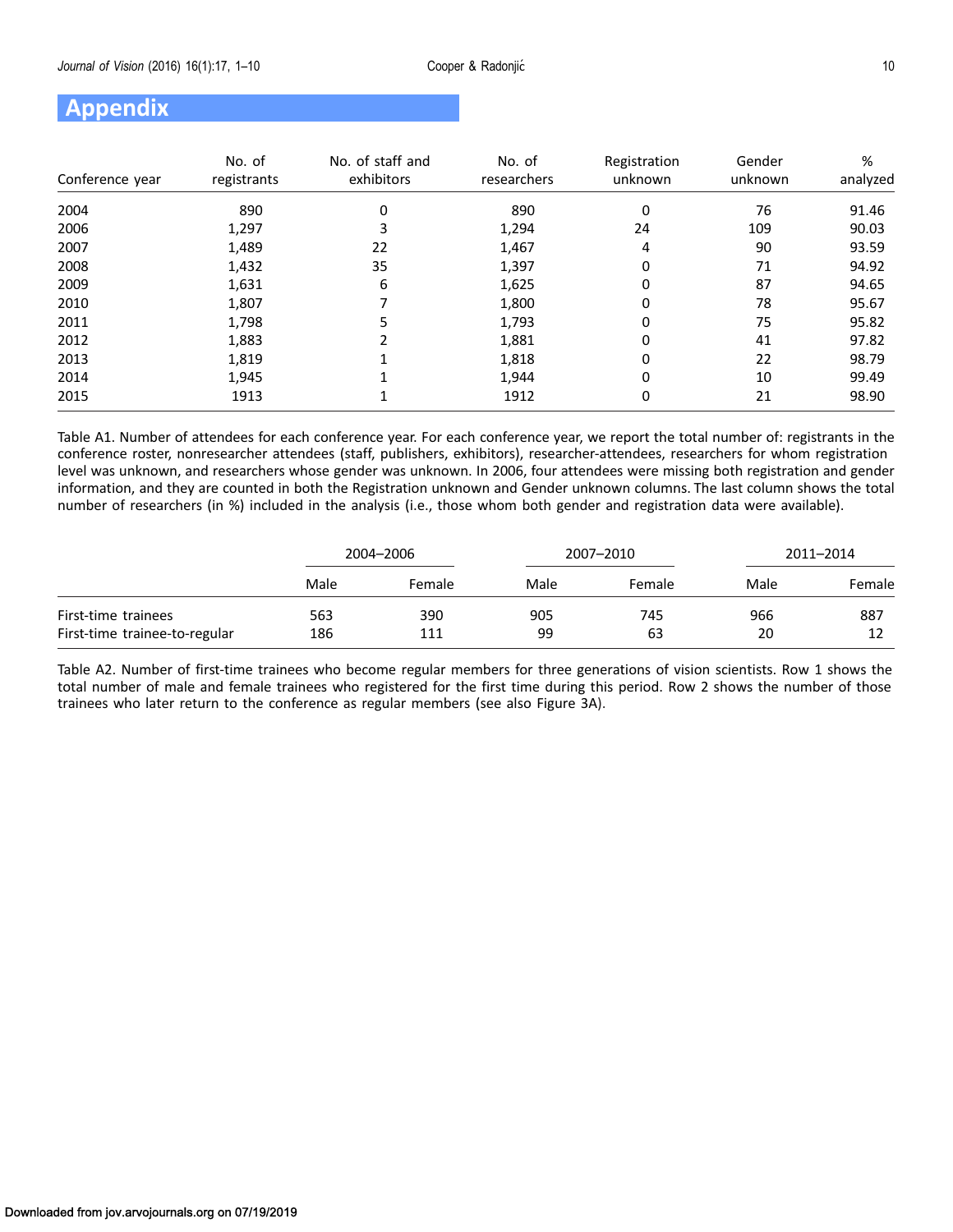# Appendix

| Conference year | No. of registrants | No. of staff and exhibitors | No. of researchers | Registration unknown | Gender unknown | % analyzed |
|---|---|---|---|---|---|---|
| 2004 | 890 | 0 | 890 | 0 | 76 | 91.46 |
| 2006 | 1,297 | 3 | 1,294 | 24 | 109 | 90.03 |
| 2007 | 1,489 | 22 | 1,467 | 4 | 90 | 93.59 |
| 2008 | 1,432 | 35 | 1,397 | 0 | 71 | 94.92 |
| 2009 | 1,631 | 6 | 1,625 | 0 | 87 | 94.65 |
| 2010 | 1,807 | 7 | 1,800 | 0 | 78 | 95.67 |
| 2011 | 1,798 | 5 | 1,793 | 0 | 75 | 95.82 |
| 2012 | 1,883 | 2 | 1,881 | 0 | 41 | 97.82 |
| 2013 | 1,819 | 1 | 1,818 | 0 | 22 | 98.79 |
| 2014 | 1,945 | 1 | 1,944 | 0 | 10 | 99.49 |
| 2015 | 1913 | 1 | 1912 | 0 | 21 | 98.90 |

Table A1. Number of attendees for each conference year. For each conference year, we report the total number of: registrants in the conference roster, nonresearcher attendees (staff, publishers, exhibitors), researcher-attendees, researchers for whom registration level was unknown, and researchers whose gender was unknown. In 2006, four attendees were missing both registration and gender information, and they are counted in both the Registration unknown and Gender unknown columns. The last column shows the total number of researchers (in %) included in the analysis (i.e., those whom both gender and registration data were available).

| | 2004–2006 | | 2007–2010 | | 2011–2014 | |
|---|---|---|---|---|---|---|
| | Male | Female | Male | Female | Male | Female |
| First-time trainees | 563 | 390 | 905 | 745 | 966 | 887 |
| First-time trainee-to-regular | 186 | 111 | 99 | 63 | 20 | 12 |

Table A2. Number of first-time trainees who become regular members for three generations of vision scientists. Row 1 shows the total number of male and female trainees who registered for the first time during this period. Row 2 shows the number of those trainees who later return to the conference as regular members (see also Figure 3A).